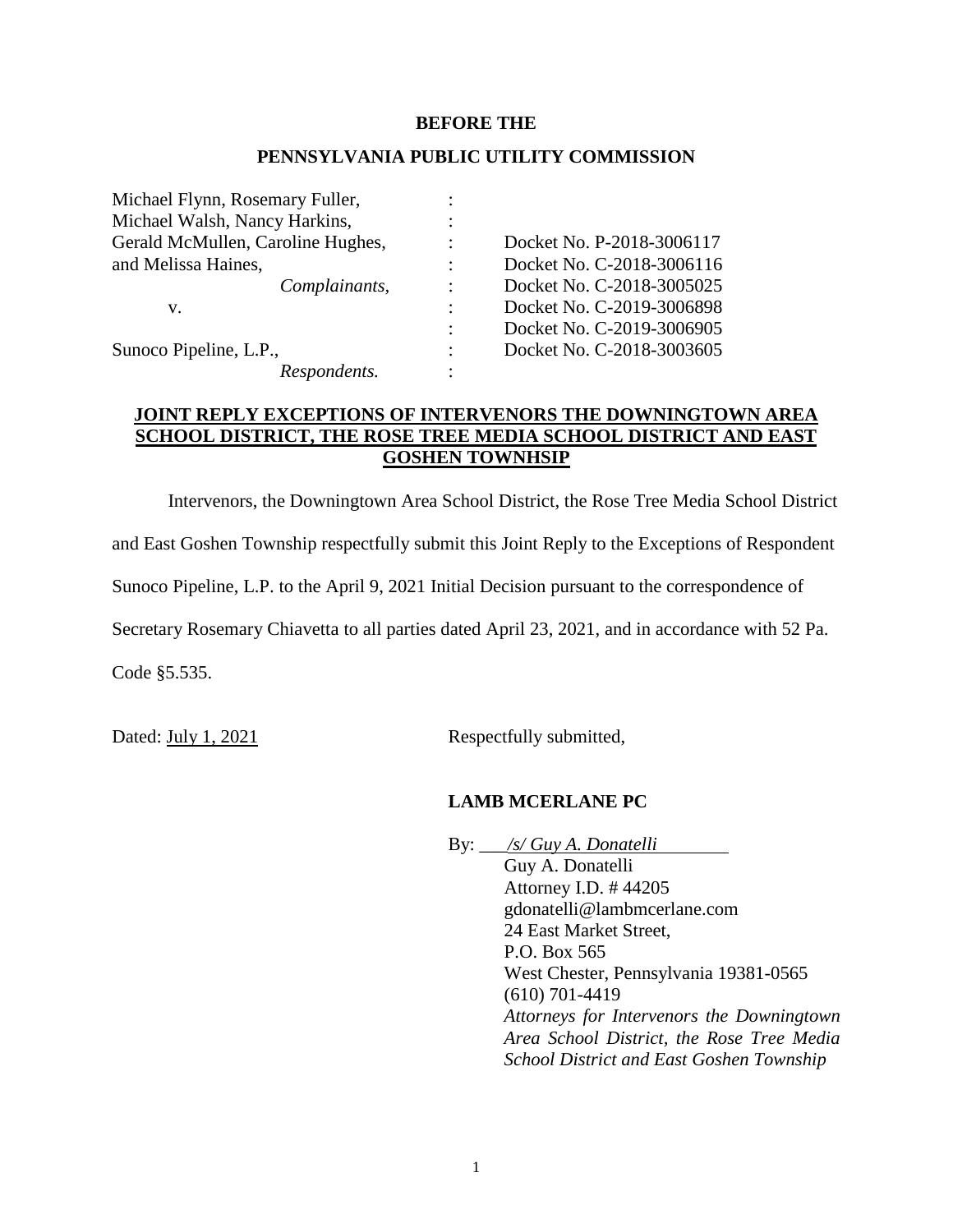**BEFORE THE**

**PENNSYLVANIA PUBLIC UTILITY COMMISSION**

| | | |
|---|---|---|
| Michael Flynn, Rosemary Fuller, | : | |
| Michael Walsh, Nancy Harkins, | : | |
| Gerald McMullen, Caroline Hughes, | : | Docket No. P-2018-3006117 |
| and Melissa Haines, | : | Docket No. C-2018-3006116 |
| *Complainants,* | : | Docket No. C-2018-3005025 |
| v. | : | Docket No. C-2019-3006898 |
| | : | Docket No. C-2019-3006905 |
| Sunoco Pipeline, L.P., | : | Docket No. C-2018-3003605 |
| *Respondents.* | : | |

**JOINT REPLY EXCEPTIONS OF INTERVENORS THE DOWNINGTOWN AREA SCHOOL DISTRICT, THE ROSE TREE MEDIA SCHOOL DISTRICT AND EAST GOSHEN TOWNHSIP**

Intervenors, the Downingtown Area School District, the Rose Tree Media School District and East Goshen Township respectfully submit this Joint Reply to the Exceptions of Respondent Sunoco Pipeline, L.P. to the April 9, 2021 Initial Decision pursuant to the correspondence of Secretary Rosemary Chiavetta to all parties dated April 23, 2021, and in accordance with 52 Pa. Code §5.535.

Dated: July 1, 2021

Respectfully submitted,

**LAMB MCERLANE PC**

By: */s/ Guy A. Donatelli*
Guy A. Donatelli
Attorney I.D. # 44205
gdonatelli@lambmcerlane.com
24 East Market Street,
P.O. Box 565
West Chester, Pennsylvania 19381-0565
(610) 701-4419
*Attorneys for Intervenors the Downingtown Area District, the Rose Tree Media School District and East Goshen Township*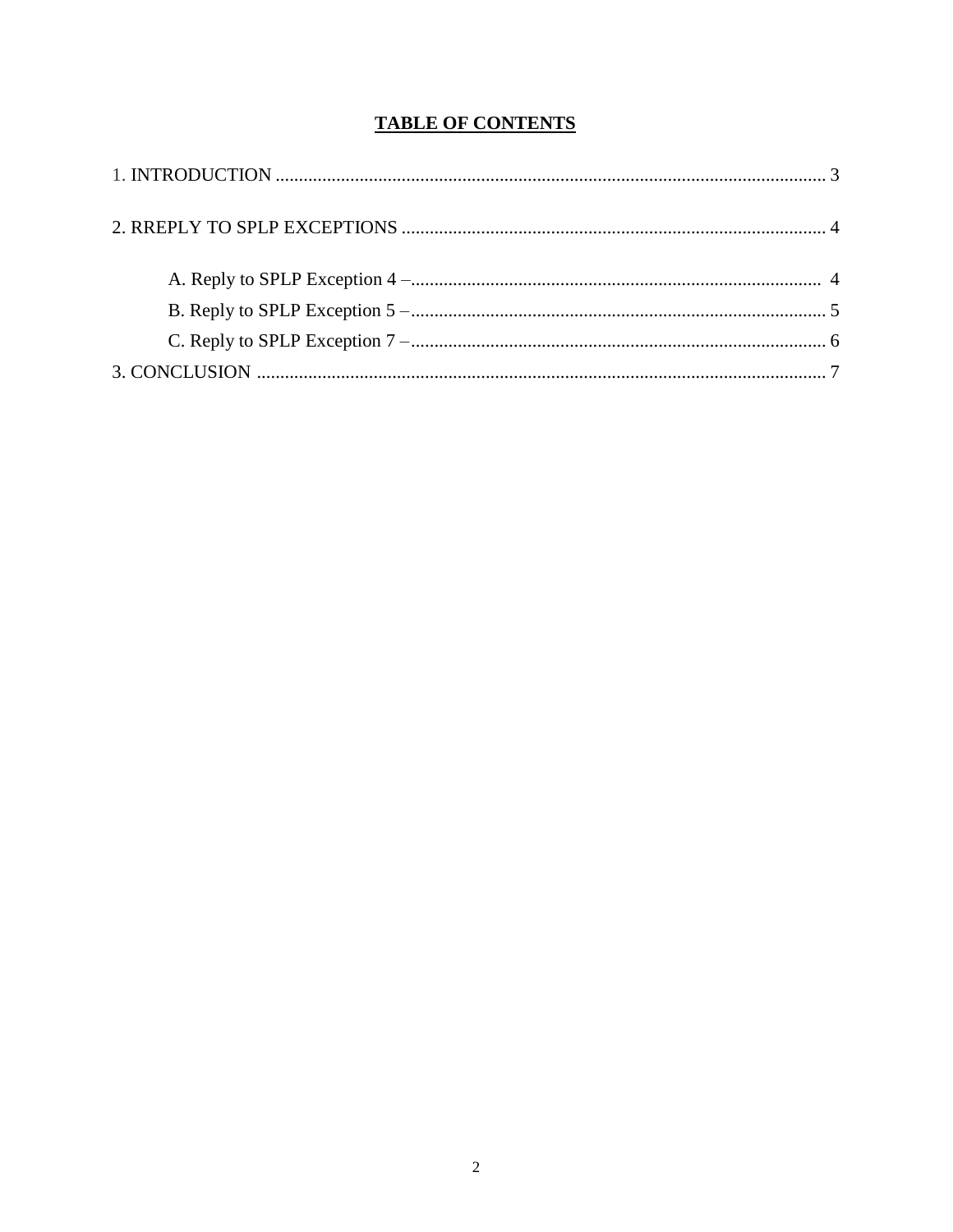## TABLE OF CONTENTS

1. INTRODUCTION ........................................................................................................................ 3

2. RREPLY TO SPLP EXCEPTIONS ........................................................................................... 4

   A. Reply to SPLP Exception 4 –........................................................................................ 4
   B. Reply to SPLP Exception 5 –......................................................................................... 5
   C. Reply to SPLP Exception 7 –......................................................................................... 6

3. CONCLUSION .......................................................................................................................... 7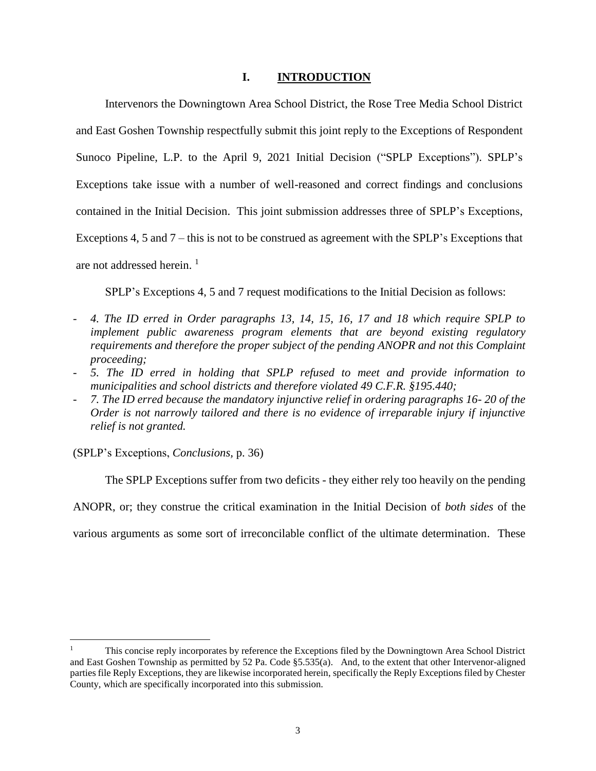## I. INTRODUCTION

Intervenors the Downingtown Area School District, the Rose Tree Media School District and East Goshen Township respectfully submit this joint reply to the Exceptions of Respondent Sunoco Pipeline, L.P. to the April 9, 2021 Initial Decision ("SPLP Exceptions"). SPLP's Exceptions take issue with a number of well-reasoned and correct findings and conclusions contained in the Initial Decision. This joint submission addresses three of SPLP's Exceptions, Exceptions 4, 5 and 7 – this is not to be construed as agreement with the SPLP's Exceptions that are not addressed herein. [1]

SPLP's Exceptions 4, 5 and 7 request modifications to the Initial Decision as follows:

- *4. The ID erred in Order paragraphs 13, 14, 15, 16, 17 and 18 which require SPLP to implement public awareness program elements that are beyond existing regulatory requirements and therefore the proper subject of the pending ANOPR and not this Complaint proceeding;*
- *5. The ID erred in holding that SPLP refused to meet and provide information to municipalities and school districts and therefore violated 49 C.F.R. §195.440;*
- *7. The ID erred because the mandatory injunctive relief in ordering paragraphs 16- 20 of the Order is not narrowly tailored and there is no evidence of irreparable injury if injunctive relief is not granted.*

(SPLP's Exceptions, *Conclusions,* p. 36)

The SPLP Exceptions suffer from two deficits - they either rely too heavily on the pending ANOPR, or; they construe the critical examination in the Initial Decision of *both sides* of the various arguments as some sort of irreconcilable conflict of the ultimate determination. These

---

[1] This concise reply incorporates by reference the Exceptions filed by the Downingtown Area School District and East Goshen Township as permitted by 52 Pa. Code §5.535(a). And, to the extent that other Intervenor-aligned parties file Reply Exceptions, they are likewise incorporated herein, specifically the Reply Exceptions filed by Chester County, which are specifically incorporated into this submission.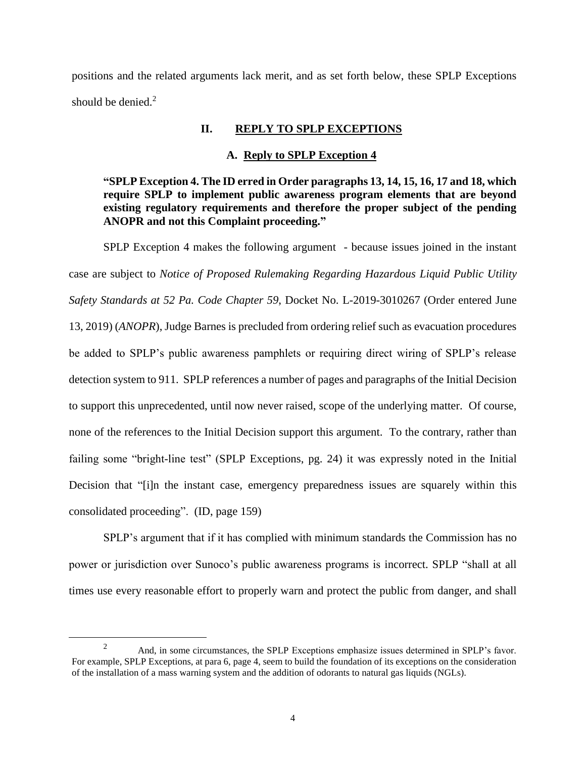positions and the related arguments lack merit, and as set forth below, these SPLP Exceptions should be denied.[2]

## II. REPLY TO SPLP EXCEPTIONS

### A. Reply to SPLP Exception 4

**"SPLP Exception 4. The ID erred in Order paragraphs 13, 14, 15, 16, 17 and 18, which require SPLP to implement public awareness program elements that are beyond existing regulatory requirements and therefore the proper subject of the pending ANOPR and not this Complaint proceeding."**

SPLP Exception 4 makes the following argument - because issues joined in the instant case are subject to *Notice of Proposed Rulemaking Regarding Hazardous Liquid Public Utility Safety Standards at 52 Pa. Code Chapter 59*, Docket No. L-2019-3010267 (Order entered June 13, 2019) (*ANOPR*), Judge Barnes is precluded from ordering relief such as evacuation procedures be added to SPLP's public awareness pamphlets or requiring direct wiring of SPLP's release detection system to 911. SPLP references a number of pages and paragraphs of the Initial Decision to support this unprecedented, until now never raised, scope of the underlying matter. Of course, none of the references to the Initial Decision support this argument. To the contrary, rather than failing some "bright-line test" (SPLP Exceptions, pg. 24) it was expressly noted in the Initial Decision that "[i]n the instant case, emergency preparedness issues are squarely within this consolidated proceeding". (ID, page 159)

SPLP's argument that if it has complied with minimum standards the Commission has no power or jurisdiction over Sunoco's public awareness programs is incorrect. SPLP "shall at all times use every reasonable effort to properly warn and protect the public from danger, and shall

---

[2] And, in some circumstances, the SPLP Exceptions emphasize issues determined in SPLP's favor. For example, SPLP Exceptions, at para 6, page 4, seem to build the foundation of its exceptions on the consideration of the installation of a mass warning system and the addition of odorants to natural gas liquids (NGLs).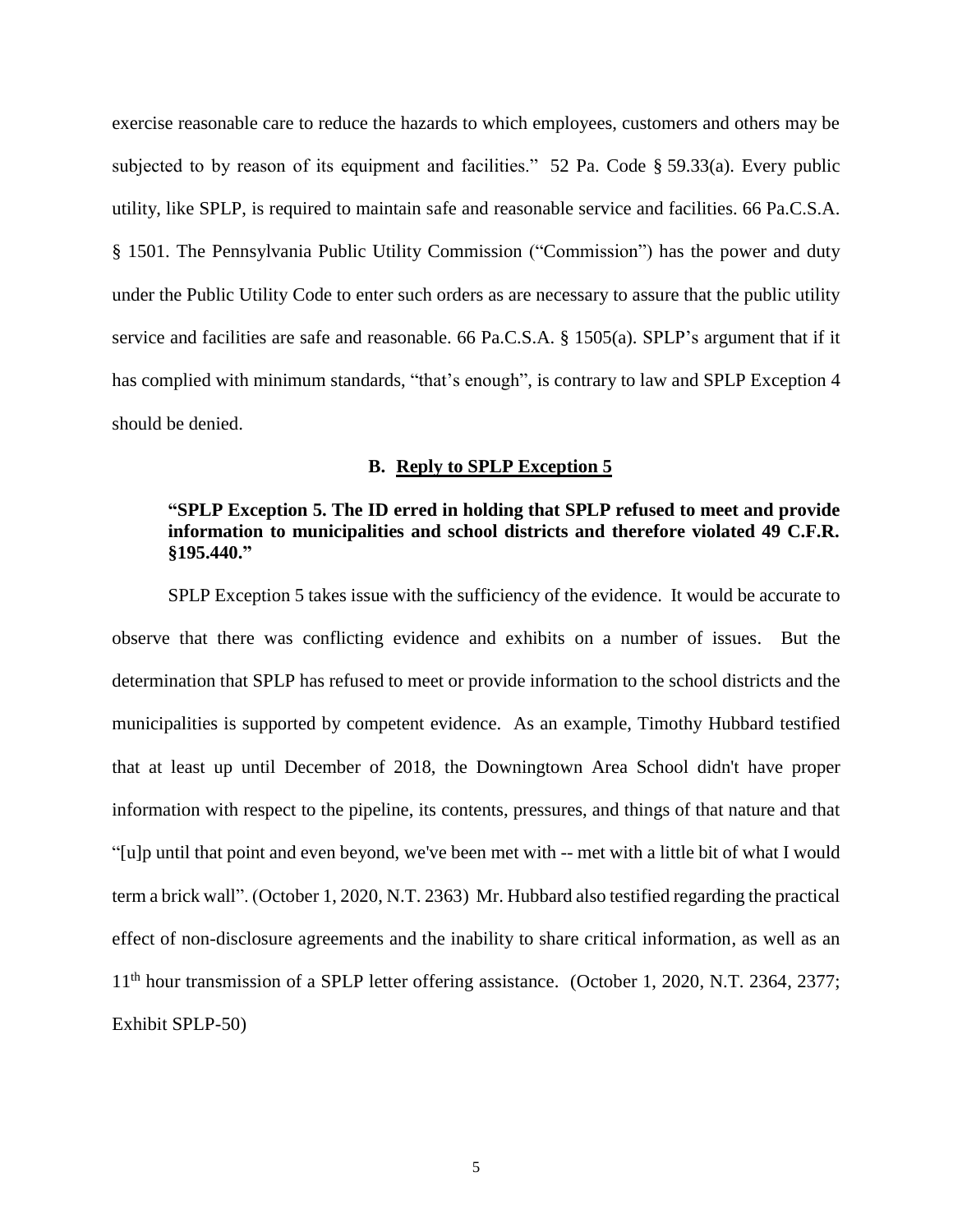exercise reasonable care to reduce the hazards to which employees, customers and others may be subjected to by reason of its equipment and facilities." 52 Pa. Code § 59.33(a). Every public utility, like SPLP, is required to maintain safe and reasonable service and facilities. 66 Pa.C.S.A. § 1501. The Pennsylvania Public Utility Commission ("Commission") has the power and duty under the Public Utility Code to enter such orders as are necessary to assure that the public utility service and facilities are safe and reasonable. 66 Pa.C.S.A. § 1505(a). SPLP's argument that if it has complied with minimum standards, "that's enough", is contrary to law and SPLP Exception 4 should be denied.

### B. Reply to SPLP Exception 5

**"SPLP Exception 5. The ID erred in holding that SPLP refused to meet and provide information to municipalities and school districts and therefore violated 49 C.F.R. §195.440."**

SPLP Exception 5 takes issue with the sufficiency of the evidence. It would be accurate to observe that there was conflicting evidence and exhibits on a number of issues. But the determination that SPLP has refused to meet or provide information to the school districts and the municipalities is supported by competent evidence. As an example, Timothy Hubbard testified that at least up until December of 2018, the Downingtown Area School didn't have proper information with respect to the pipeline, its contents, pressures, and things of that nature and that "[u]p until that point and even beyond, we've been met with -- met with a little bit of what I would term a brick wall". (October 1, 2020, N.T. 2363) Mr. Hubbard also testified regarding the practical effect of non-disclosure agreements and the inability to share critical information, as well as an 11th hour transmission of a SPLP letter offering assistance. (October 1, 2020, N.T. 2364, 2377; Exhibit SPLP-50)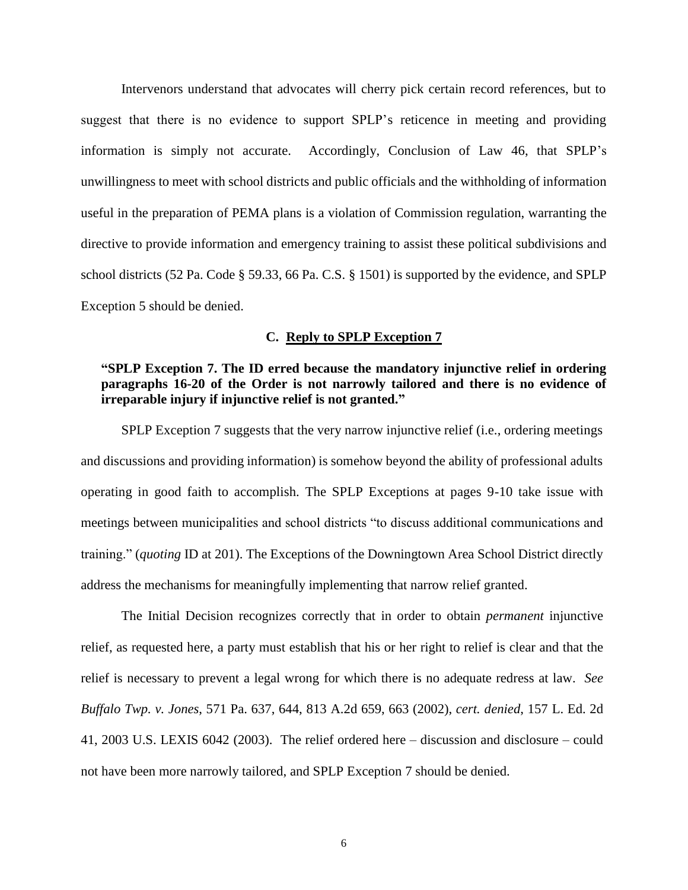Intervenors understand that advocates will cherry pick certain record references, but to suggest that there is no evidence to support SPLP's reticence in meeting and providing information is simply not accurate. Accordingly, Conclusion of Law 46, that SPLP's unwillingness to meet with school districts and public officials and the withholding of information useful in the preparation of PEMA plans is a violation of Commission regulation, warranting the directive to provide information and emergency training to assist these political subdivisions and school districts (52 Pa. Code § 59.33, 66 Pa. C.S. § 1501) is supported by the evidence, and SPLP Exception 5 should be denied.

### C. Reply to SPLP Exception 7

**"SPLP Exception 7. The ID erred because the mandatory injunctive relief in ordering paragraphs 16-20 of the Order is not narrowly tailored and there is no evidence of irreparable injury if injunctive relief is not granted."**

SPLP Exception 7 suggests that the very narrow injunctive relief (i.e., ordering meetings and discussions and providing information) is somehow beyond the ability of professional adults operating in good faith to accomplish. The SPLP Exceptions at pages 9-10 take issue with meetings between municipalities and school districts "to discuss additional communications and training." (*quoting* ID at 201). The Exceptions of the Downingtown Area School District directly address the mechanisms for meaningfully implementing that narrow relief granted.

The Initial Decision recognizes correctly that in order to obtain *permanent* injunctive relief, as requested here, a party must establish that his or her right to relief is clear and that the relief is necessary to prevent a legal wrong for which there is no adequate redress at law. *See Buffalo Twp. v. Jones*, 571 Pa. 637, 644, 813 A.2d 659, 663 (2002), *cert. denied*, 157 L. Ed. 2d 41, 2003 U.S. LEXIS 6042 (2003). The relief ordered here – discussion and disclosure – could not have been more narrowly tailored, and SPLP Exception 7 should be denied.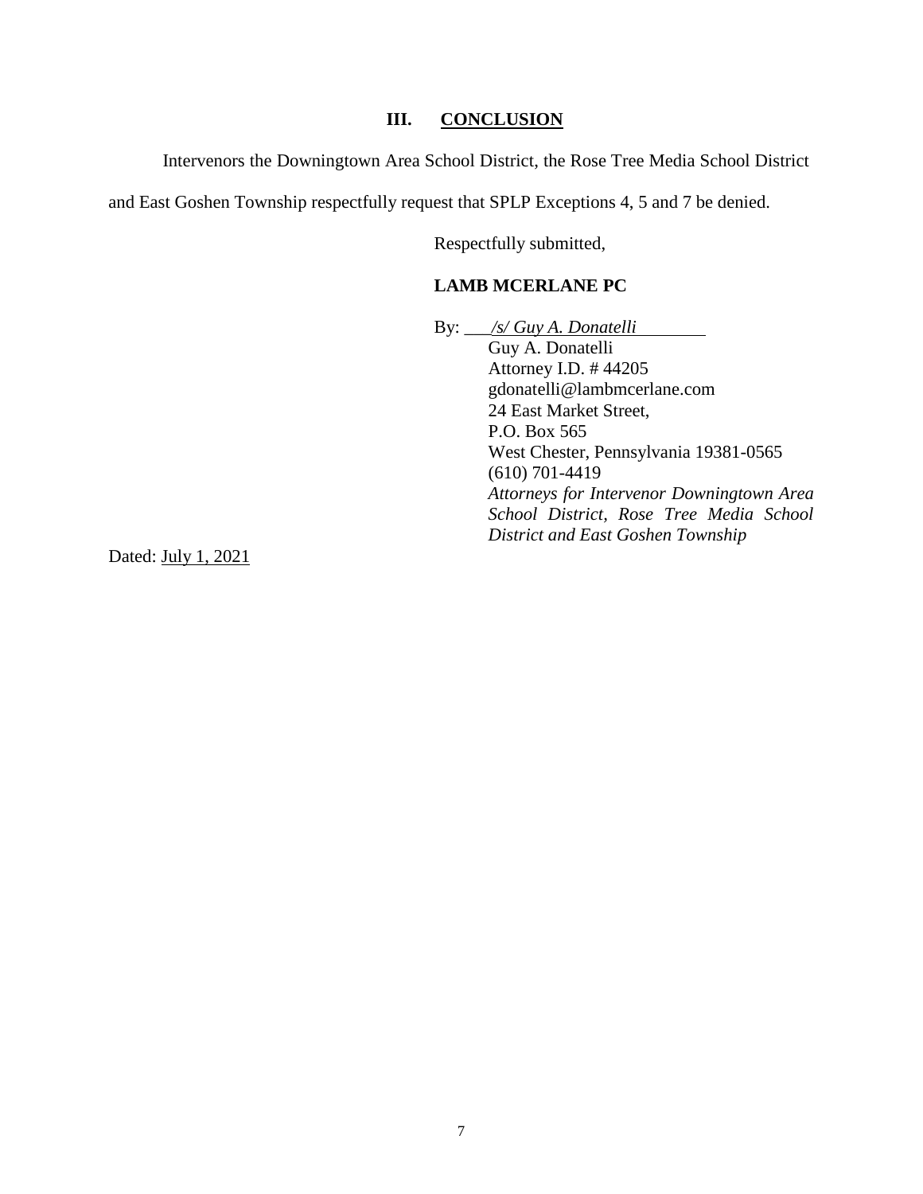## III. <u>CONCLUSION</u>

Intervenors the Downingtown Area School District, the Rose Tree Media School District and East Goshen Township respectfully request that SPLP Exceptions 4, 5 and 7 be denied.

Respectfully submitted,

**LAMB MCERLANE PC**

By: *<u>/s/ Guy A. Donatelli</u>*
Guy A. Donatelli
Attorney I.D. # 44205
gdonatelli@lambmcerlane.com
24 East Market Street,
P.O. Box 565
West Chester, Pennsylvania 19381-0565
(610) 701-4419
*Attorneys for Intervenor Downingtown Area School District, Rose Tree Media School District and East Goshen Township*

Dated: <u>July 1, 2021</u>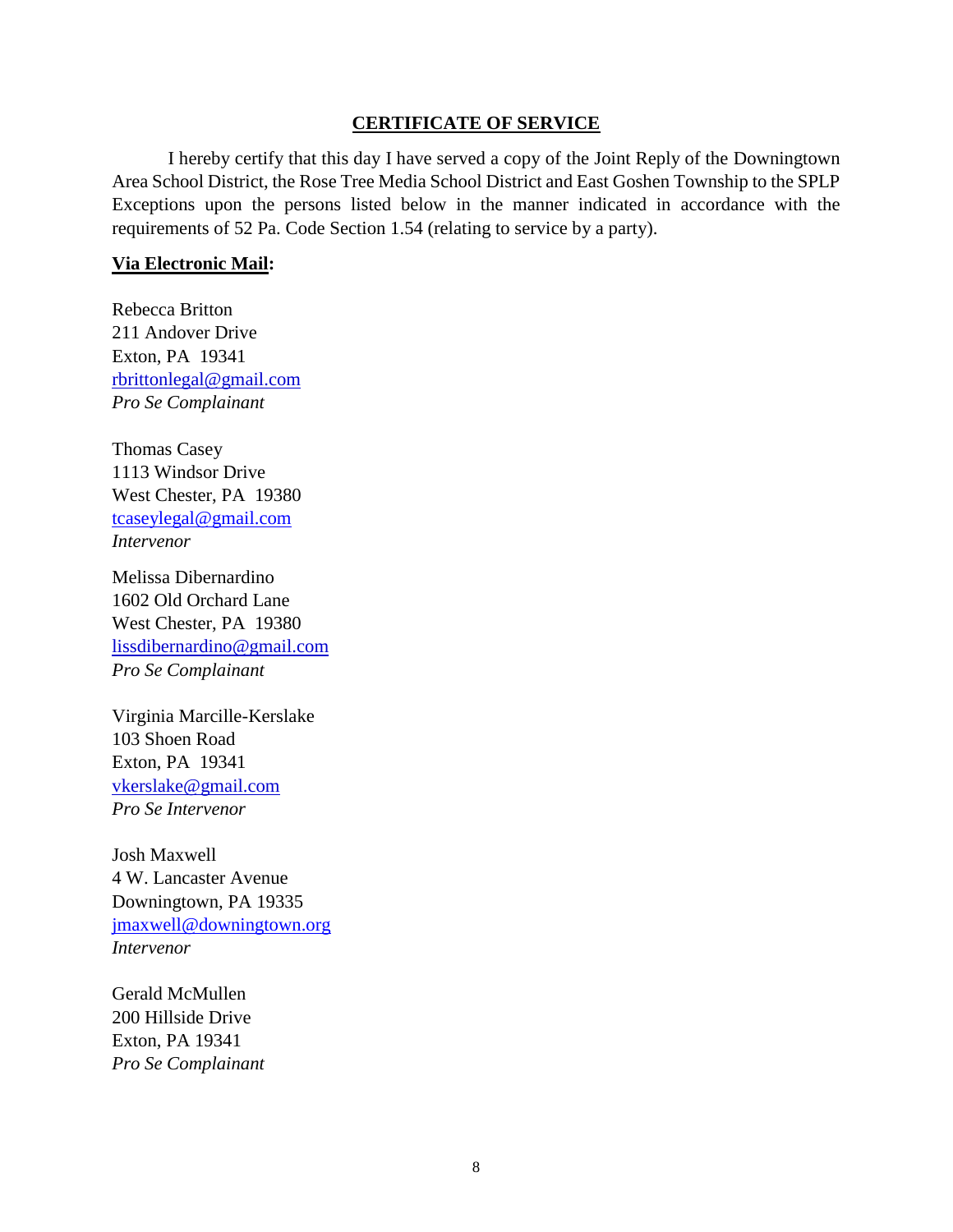## CERTIFICATE OF SERVICE

I hereby certify that this day I have served a copy of the Joint Reply of the Downingtown Area School District, the Rose Tree Media School District and East Goshen Township to the SPLP Exceptions upon the persons listed below in the manner indicated in accordance with the requirements of 52 Pa. Code Section 1.54 (relating to service by a party).

**Via Electronic Mail:**

Rebecca Britton
211 Andover Drive
Exton, PA 19341
rbrittonlegal@gmail.com
*Pro Se Complainant*

Thomas Casey
1113 Windsor Drive
West Chester, PA 19380
tcaseylegal@gmail.com
*Intervenor*

Melissa Dibernardino
1602 Old Orchard Lane
West Chester, PA 19380
lissdibernardino@gmail.com
*Pro Se Complainant*

Virginia Marcille-Kerslake
103 Shoen Road
Exton, PA 19341
vkerslake@gmail.com
*Pro Se Intervenor*

Josh Maxwell
4 W. Lancaster Avenue
Downingtown, PA 19335
jmaxwell@downingtown.org
*Intervenor*

Gerald McMullen
200 Hillside Drive
Exton, PA 19341
*Pro Se Complainant*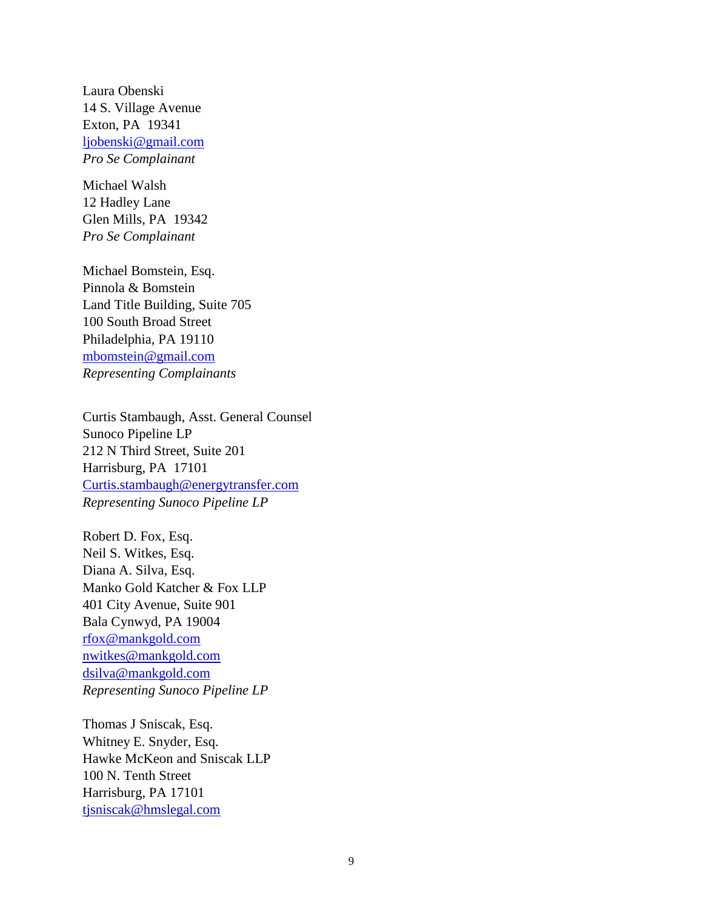Laura Obenski  
14 S. Village Avenue  
Exton, PA  19341  
ljobenski@gmail.com  
*Pro Se Complainant*

Michael Walsh  
12 Hadley Lane  
Glen Mills, PA  19342  
*Pro Se Complainant*

Michael Bomstein, Esq.  
Pinnola & Bomstein  
Land Title Building, Suite 705  
100 South Broad Street  
Philadelphia, PA 19110  
mbomstein@gmail.com  
*Representing Complainants*

Curtis Stambaugh, Asst. General Counsel  
Sunoco Pipeline LP  
212 N Third Street, Suite 201  
Harrisburg, PA  17101  
Curtis.stambaugh@energytransfer.com  
*Representing Sunoco Pipeline LP*

Robert D. Fox, Esq.  
Neil S. Witkes, Esq.  
Diana A. Silva, Esq.  
Manko Gold Katcher & Fox LLP  
401 City Avenue, Suite 901  
Bala Cynwyd, PA 19004  
rfox@mankgold.com  
nwitkes@mankgold.com  
dsilva@mankgold.com  
*Representing Sunoco Pipeline LP*

Thomas J Sniscak, Esq.  
Whitney E. Snyder, Esq.  
Hawke McKeon and Sniscak LLP  
100 N. Tenth Street  
Harrisburg, PA 17101  
tjsniscak@hmslegal.com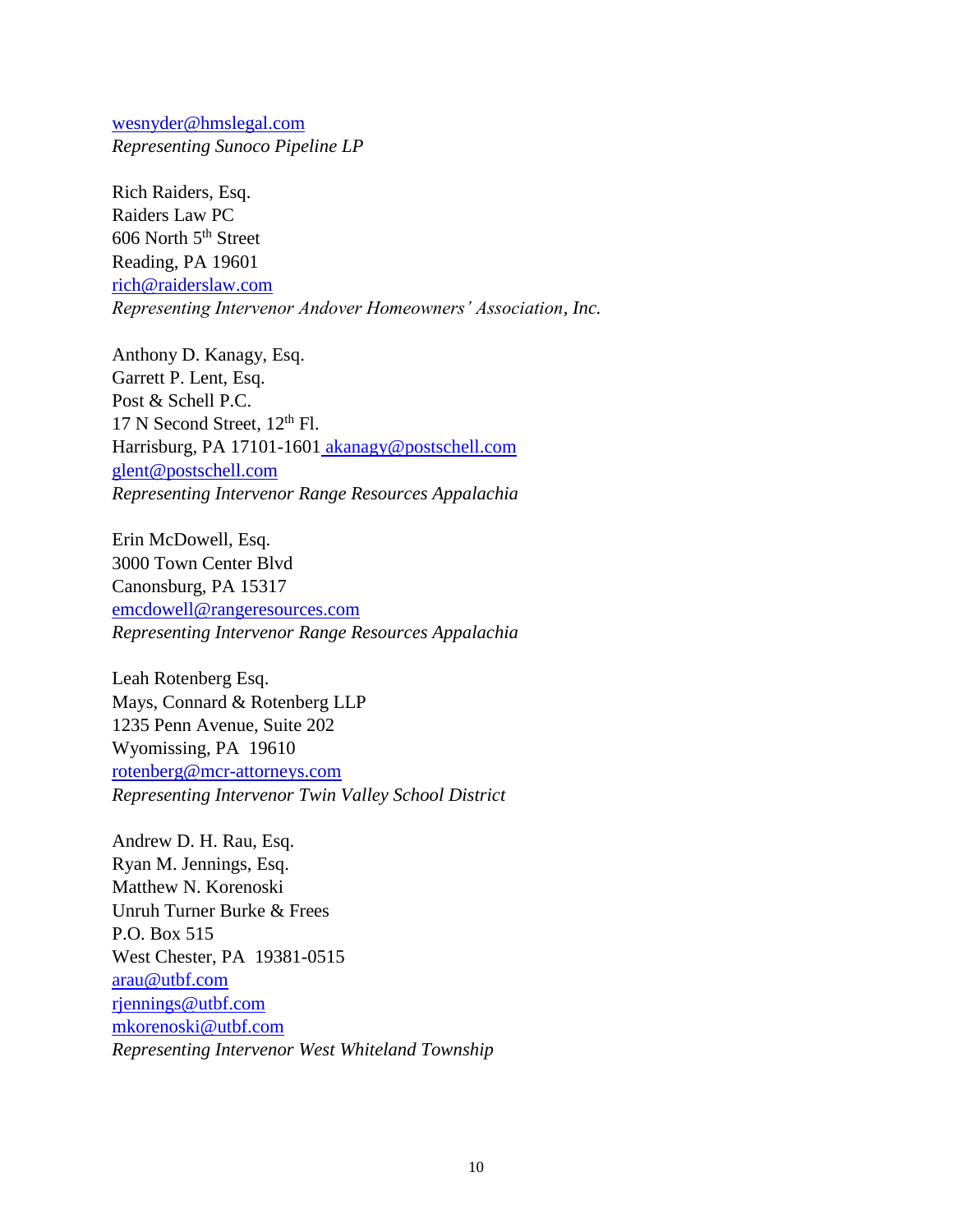wesnyder@hmslegal.com
*Representing Sunoco Pipeline LP*

Rich Raiders, Esq.
Raiders Law PC
606 North 5th Street
Reading, PA 19601
rich@raiderslaw.com
*Representing Intervenor Andover Homeowners' Association, Inc.*

Anthony D. Kanagy, Esq.
Garrett P. Lent, Esq.
Post & Schell P.C.
17 N Second Street, 12th Fl.
Harrisburg, PA 17101-1601 akanagy@postschell.com
glent@postschell.com
*Representing Intervenor Range Resources Appalachia*

Erin McDowell, Esq.
3000 Town Center Blvd
Canonsburg, PA 15317
emcdowell@rangeresources.com
*Representing Intervenor Range Resources Appalachia*

Leah Rotenberg Esq.
Mays, Connard & Rotenberg LLP
1235 Penn Avenue, Suite 202
Wyomissing, PA 19610
rotenberg@mcr-attorneys.com
*Representing Intervenor Twin Valley School District*

Andrew D. H. Rau, Esq.
Ryan M. Jennings, Esq.
Matthew N. Korenoski
Unruh Turner Burke & Frees
P.O. Box 515
West Chester, PA 19381-0515
arau@utbf.com
rjennings@utbf.com
mkorenoski@utbf.com
*Representing Intervenor West Whiteland Township*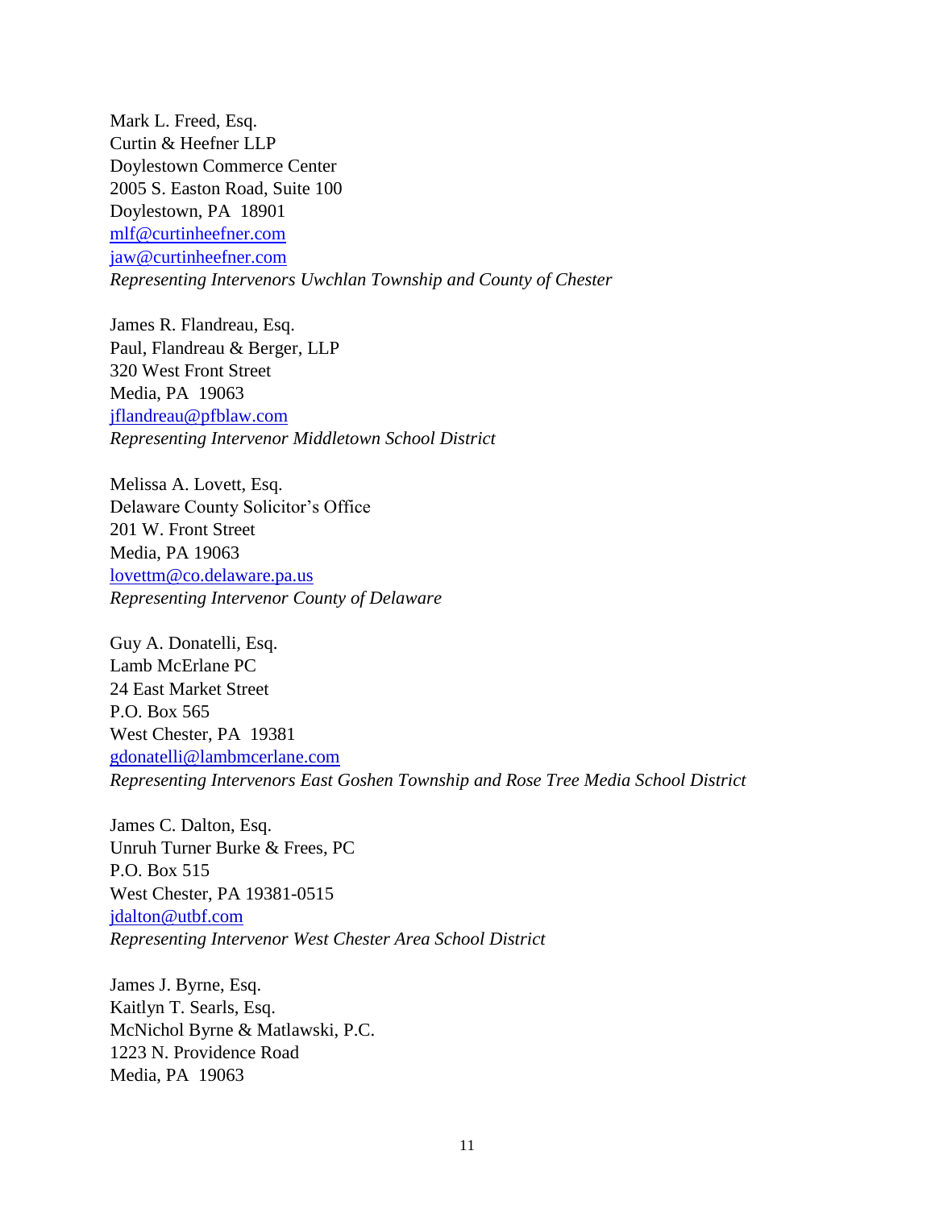Mark L. Freed, Esq.
Curtin & Heefner LLP
Doylestown Commerce Center
2005 S. Easton Road, Suite 100
Doylestown, PA 18901
mlf@curtinheefner.com
jaw@curtinheefner.com
*Representing Intervenors Uwchlan Township and County of Chester*

James R. Flandreau, Esq.
Paul, Flandreau & Berger, LLP
320 West Front Street
Media, PA 19063
jflandreau@pfblaw.com
*Representing Intervenor Middletown School District*

Melissa A. Lovett, Esq.
Delaware County Solicitor's Office
201 W. Front Street
Media, PA 19063
lovettm@co.delaware.pa.us
*Representing Intervenor County of Delaware*

Guy A. Donatelli, Esq.
Lamb McErlane PC
24 East Market Street
P.O. Box 565
West Chester, PA 19381
gdonatelli@lambmcerlane.com
*Representing Intervenors East Goshen Township and Rose Tree Media School District*

James C. Dalton, Esq.
Unruh Turner Burke & Frees, PC
P.O. Box 515
West Chester, PA 19381-0515
jdalton@utbf.com
*Representing Intervenor West Chester Area School District*

James J. Byrne, Esq.
Kaitlyn T. Searls, Esq.
McNichol Byrne & Matlawski, P.C.
1223 N. Providence Road
Media, PA 19063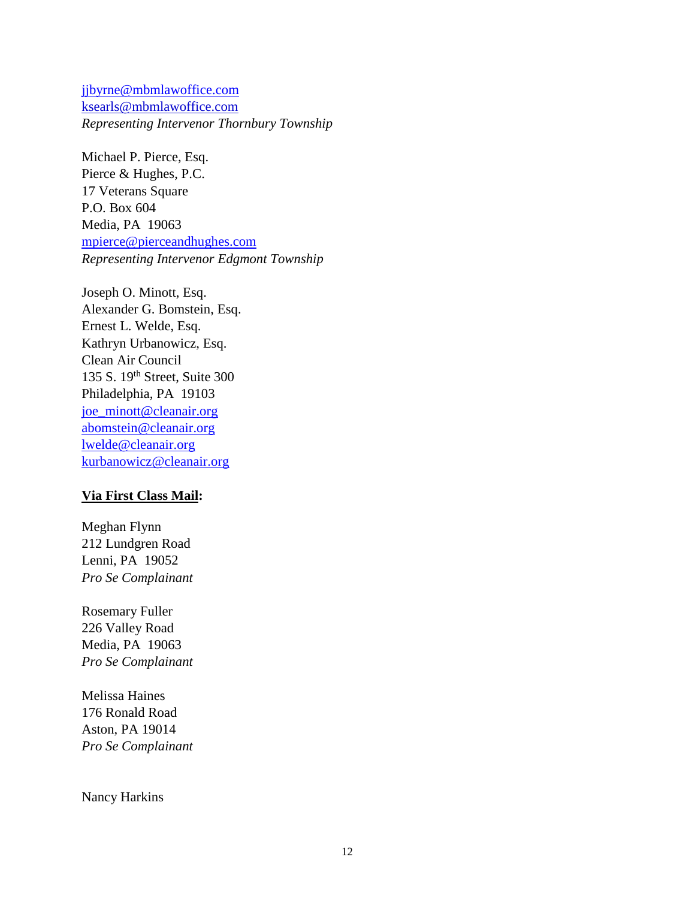jjbyrne@mbmlawoffice.com
ksearls@mbmlawoffice.com
*Representing Intervenor Thornbury Township*

Michael P. Pierce, Esq.
Pierce & Hughes, P.C.
17 Veterans Square
P.O. Box 604
Media, PA 19063
mpierce@pierceandhughes.com
*Representing Intervenor Edgmont Township*

Joseph O. Minott, Esq.
Alexander G. Bomstein, Esq.
Ernest L. Welde, Esq.
Kathryn Urbanowicz, Esq.
Clean Air Council
135 S. 19th Street, Suite 300
Philadelphia, PA 19103
joe_minott@cleanair.org
abomstein@cleanair.org
lwelde@cleanair.org
kurbanowicz@cleanair.org

**Via First Class Mail:**

Meghan Flynn
212 Lundgren Road
Lenni, PA 19052
*Pro Se Complainant*

Rosemary Fuller
226 Valley Road
Media, PA 19063
*Pro Se Complainant*

Melissa Haines
176 Ronald Road
Aston, PA 19014
*Pro Se Complainant*

Nancy Harkins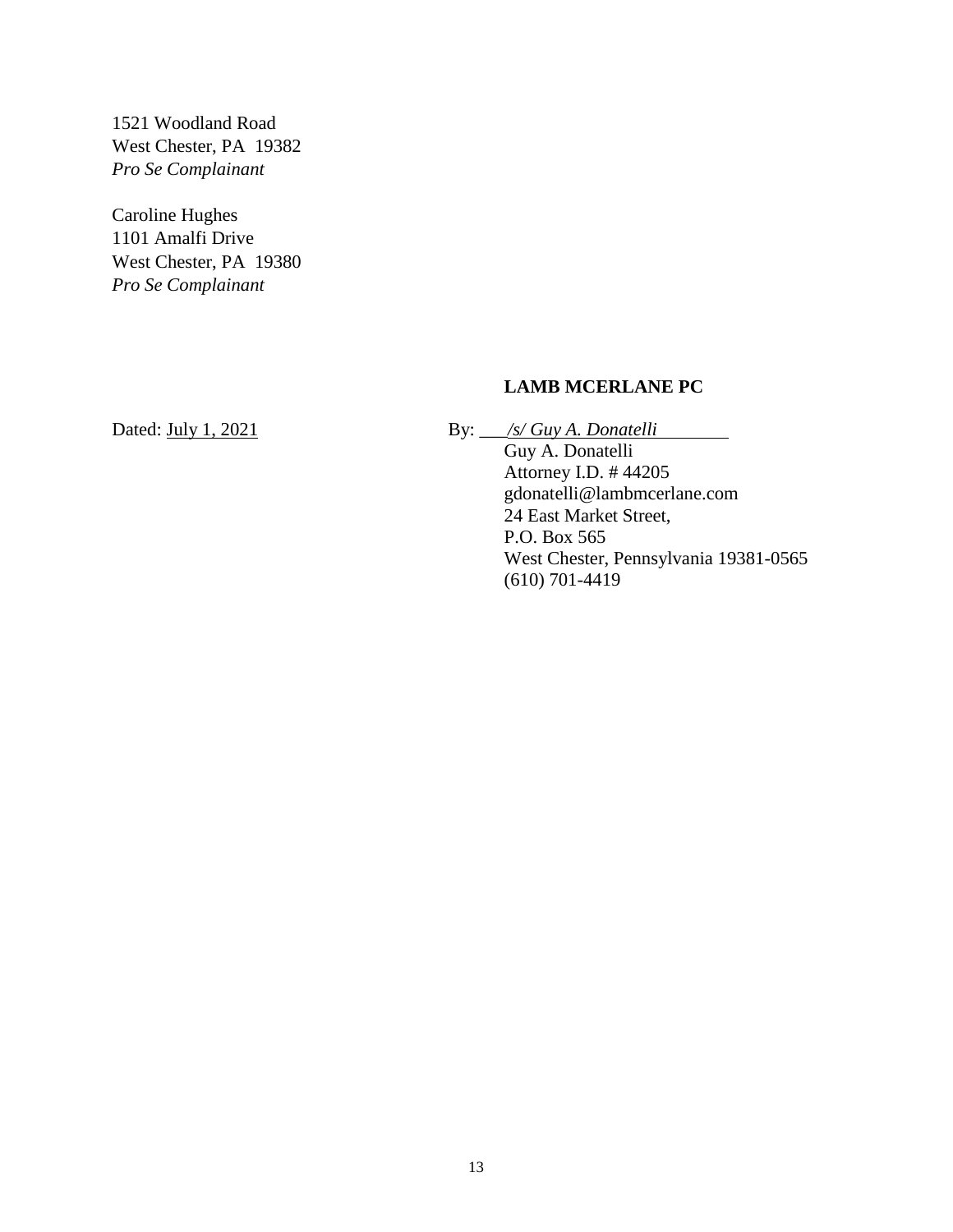1521 Woodland Road
West Chester, PA 19382
*Pro Se Complainant*

Caroline Hughes
1101 Amalfi Drive
West Chester, PA 19380
*Pro Se Complainant*

**LAMB MCERLANE PC**

Dated: July 1, 2021

By: */s/ Guy A. Donatelli*
Guy A. Donatelli
Attorney I.D. # 44205
gdonatelli@lambmcerlane.com
24 East Market Street,
P.O. Box 565
West Chester, Pennsylvania 19381-0565
(610) 701-4419